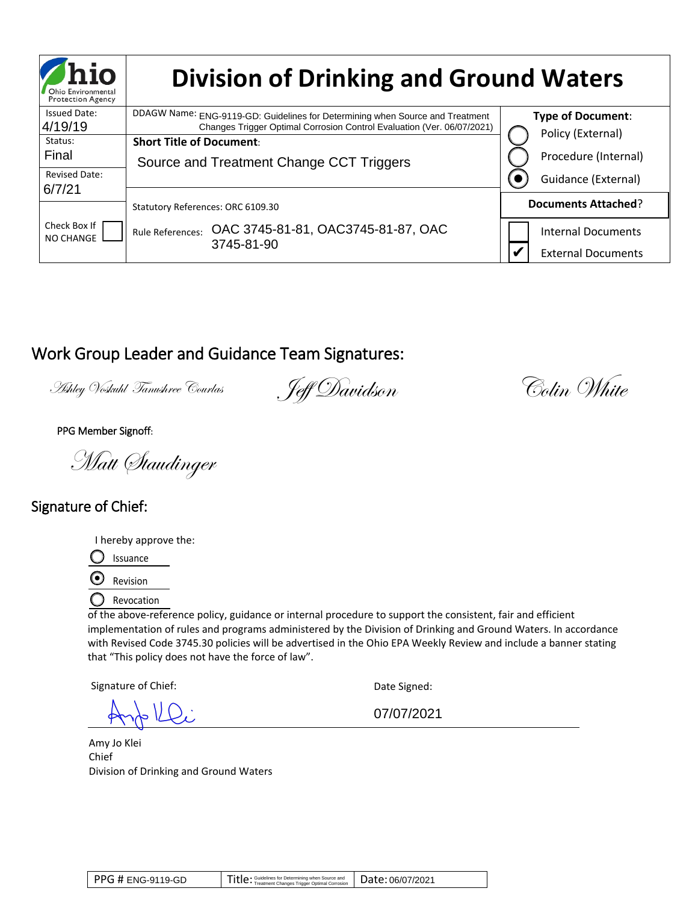# Division of Drinking and Ground Waters

Ohio Environmental Protection Agency

| | | |
|---|---|---|
| Issued Date: 4/19/19 | DDAGW Name: ENG-9119-GD: Guidelines for Determining when Source and Treatment Changes Trigger Optimal Corrosion Control Evaluation (Ver. 06/07/2021) | **Type of Document**: |
| Status: Final | **Short Title of Document**: Source and Treatment Change CCT Triggers | ○ Policy (External) ○ Procedure (Internal) ◉ Guidance (External) |
| Revised Date: 6/7/21 | Statutory References: ORC 6109.30 | **Documents Attached**? |
| Check Box If NO CHANGE ☐ | Rule References: OAC 3745-81-81, OAC3745-81-87, OAC 3745-81-90 | ☐ Internal Documents ☑ External Documents |

## Work Group Leader and Guidance Team Signatures:

*Ashley Voskuhl Tanushree Courlas* *Jeff Davidson* *Colin White*

PPG Member Signoff:

*Matt Staudinger*

## Signature of Chief:

I hereby approve the:

○ Issuance

◉ Revision

○ Revocation

of the above-reference policy, guidance or internal procedure to support the consistent, fair and efficient implementation of rules and programs administered by the Division of Drinking and Ground Waters. In accordance with Revised Code 3745.30 policies will be advertised in the Ohio EPA Weekly Review and include a banner stating that "This policy does not have the force of law".

Signature of Chief: [signature] Date Signed: 07/07/2021

Amy Jo Klei
Chief
Division of Drinking and Ground Waters

| PPG # ENG-9119-GD | Title: Guidelines for Determining when Source and Treatment Changes Trigger Optimal Corrosion | Date: 06/07/2021 |
|---|---|---|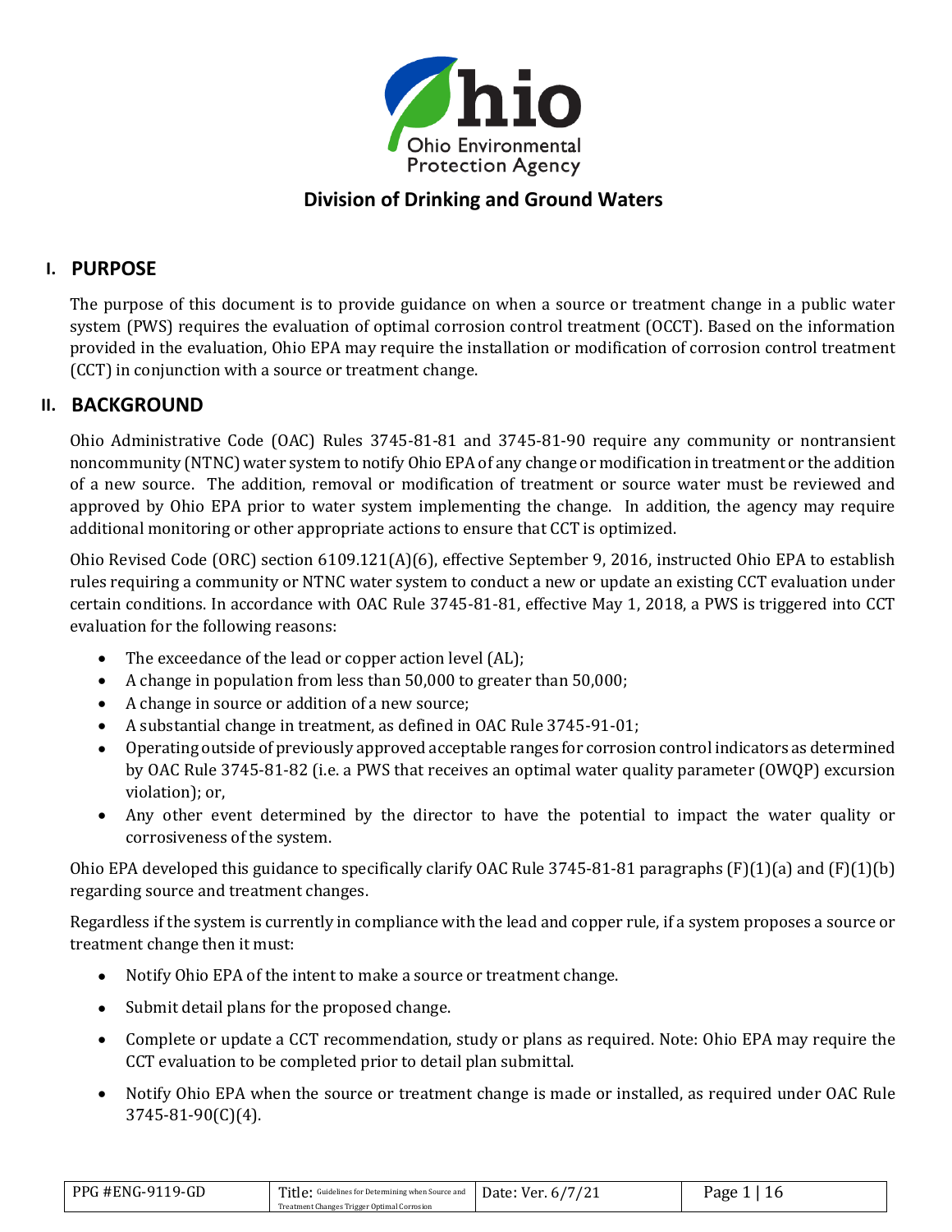Ohio Environmental Protection Agency

## Division of Drinking and Ground Waters

## I. PURPOSE

The purpose of this document is to provide guidance on when a source or treatment change in a public water system (PWS) requires the evaluation of optimal corrosion control treatment (OCCT). Based on the information provided in the evaluation, Ohio EPA may require the installation or modification of corrosion control treatment (CCT) in conjunction with a source or treatment change.

## II. BACKGROUND

Ohio Administrative Code (OAC) Rules 3745-81-81 and 3745-81-90 require any community or nontransient noncommunity (NTNC) water system to notify Ohio EPA of any change or modification in treatment or the addition of a new source. The addition, removal or modification of treatment or source water must be reviewed and approved by Ohio EPA prior to water system implementing the change. In addition, the agency may require additional monitoring or other appropriate actions to ensure that CCT is optimized.

Ohio Revised Code (ORC) section 6109.121(A)(6), effective September 9, 2016, instructed Ohio EPA to establish rules requiring a community or NTNC water system to conduct a new or update an existing CCT evaluation under certain conditions. In accordance with OAC Rule 3745-81-81, effective May 1, 2018, a PWS is triggered into CCT evaluation for the following reasons:

- The exceedance of the lead or copper action level (AL);
- A change in population from less than 50,000 to greater than 50,000;
- A change in source or addition of a new source;
- A substantial change in treatment, as defined in OAC Rule 3745-91-01;
- Operating outside of previously approved acceptable ranges for corrosion control indicators as determined by OAC Rule 3745-81-82 (i.e. a PWS that receives an optimal water quality parameter (OWQP) excursion violation); or,
- Any other event determined by the director to have the potential to impact the water quality or corrosiveness of the system.

Ohio EPA developed this guidance to specifically clarify OAC Rule 3745-81-81 paragraphs (F)(1)(a) and (F)(1)(b) regarding source and treatment changes.

Regardless if the system is currently in compliance with the lead and copper rule, if a system proposes a source or treatment change then it must:

- Notify Ohio EPA of the intent to make a source or treatment change.
- Submit detail plans for the proposed change.
- Complete or update a CCT recommendation, study or plans as required. Note: Ohio EPA may require the CCT evaluation to be completed prior to detail plan submittal.
- Notify Ohio EPA when the source or treatment change is made or installed, as required under OAC Rule 3745-81-90(C)(4).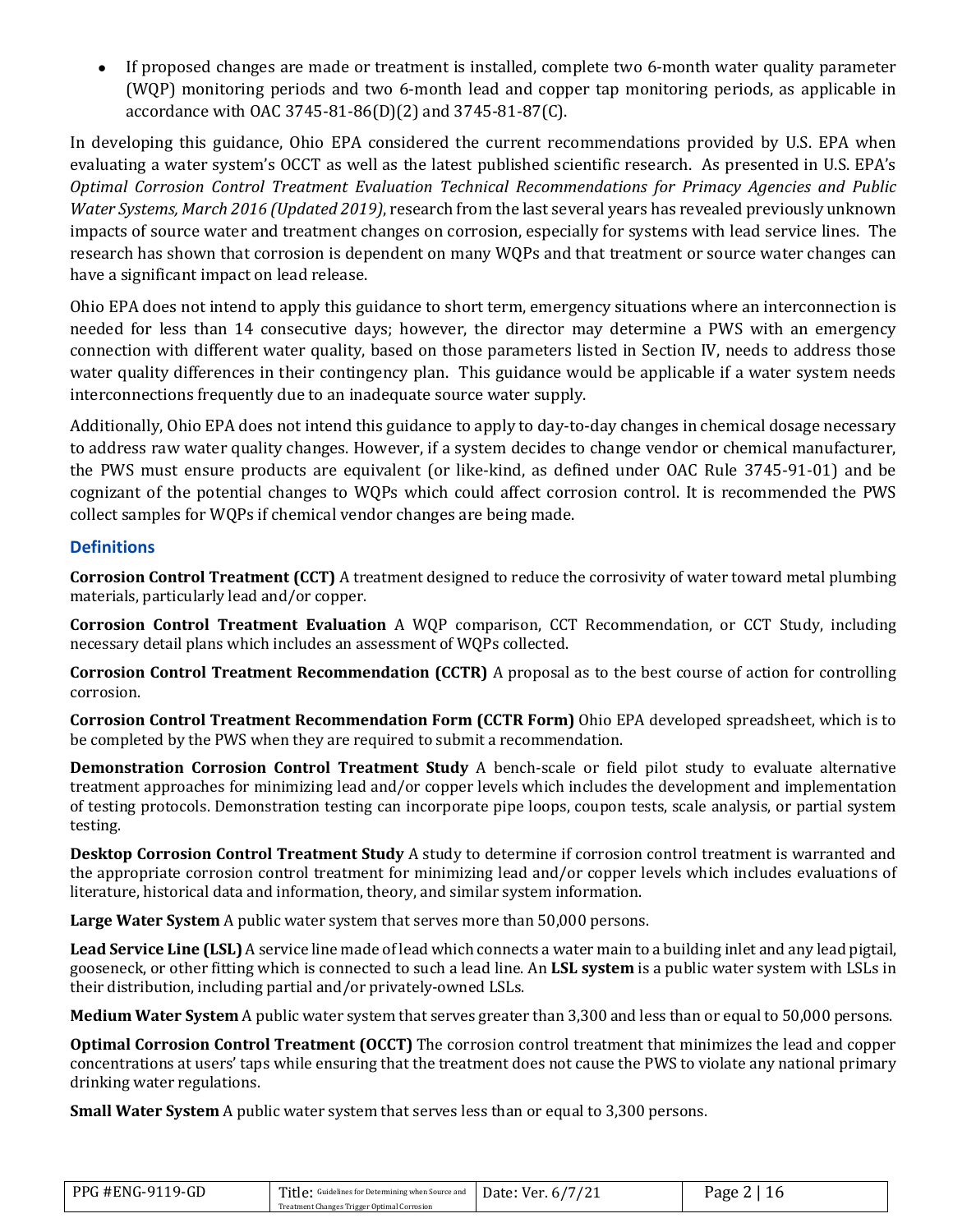- If proposed changes are made or treatment is installed, complete two 6-month water quality parameter (WQP) monitoring periods and two 6-month lead and copper tap monitoring periods, as applicable in accordance with OAC 3745-81-86(D)(2) and 3745-81-87(C).

In developing this guidance, Ohio EPA considered the current recommendations provided by U.S. EPA when evaluating a water system's OCCT as well as the latest published scientific research. As presented in U.S. EPA's *Optimal Corrosion Control Treatment Evaluation Technical Recommendations for Primacy Agencies and Public Water Systems, March 2016 (Updated 2019)*, research from the last several years has revealed previously unknown impacts of source water and treatment changes on corrosion, especially for systems with lead service lines. The research has shown that corrosion is dependent on many WQPs and that treatment or source water changes can have a significant impact on lead release.

Ohio EPA does not intend to apply this guidance to short term, emergency situations where an interconnection is needed for less than 14 consecutive days; however, the director may determine a PWS with an emergency connection with different water quality, based on those parameters listed in Section IV, needs to address those water quality differences in their contingency plan. This guidance would be applicable if a water system needs interconnections frequently due to an inadequate source water supply.

Additionally, Ohio EPA does not intend this guidance to apply to day-to-day changes in chemical dosage necessary to address raw water quality changes. However, if a system decides to change vendor or chemical manufacturer, the PWS must ensure products are equivalent (or like-kind, as defined under OAC Rule 3745-91-01) and be cognizant of the potential changes to WQPs which could affect corrosion control. It is recommended the PWS collect samples for WQPs if chemical vendor changes are being made.

## Definitions

**Corrosion Control Treatment (CCT)** A treatment designed to reduce the corrosivity of water toward metal plumbing materials, particularly lead and/or copper.

**Corrosion Control Treatment Evaluation** A WQP comparison, CCT Recommendation, or CCT Study, including necessary detail plans which includes an assessment of WQPs collected.

**Corrosion Control Treatment Recommendation (CCTR)** A proposal as to the best course of action for controlling corrosion.

**Corrosion Control Treatment Recommendation Form (CCTR Form)** Ohio EPA developed spreadsheet, which is to be completed by the PWS when they are required to submit a recommendation.

**Demonstration Corrosion Control Treatment Study** A bench-scale or field pilot study to evaluate alternative treatment approaches for minimizing lead and/or copper levels which includes the development and implementation of testing protocols. Demonstration testing can incorporate pipe loops, coupon tests, scale analysis, or partial system testing.

**Desktop Corrosion Control Treatment Study** A study to determine if corrosion control treatment is warranted and the appropriate corrosion control treatment for minimizing lead and/or copper levels which includes evaluations of literature, historical data and information, theory, and similar system information.

**Large Water System** A public water system that serves more than 50,000 persons.

**Lead Service Line (LSL)** A service line made of lead which connects a water main to a building inlet and any lead pigtail, gooseneck, or other fitting which is connected to such a lead line. An **LSL system** is a public water system with LSLs in their distribution, including partial and/or privately-owned LSLs.

**Medium Water System** A public water system that serves greater than 3,300 and less than or equal to 50,000 persons.

**Optimal Corrosion Control Treatment (OCCT)** The corrosion control treatment that minimizes the lead and copper concentrations at users' taps while ensuring that the treatment does not cause the PWS to violate any national primary drinking water regulations.

**Small Water System** A public water system that serves less than or equal to 3,300 persons.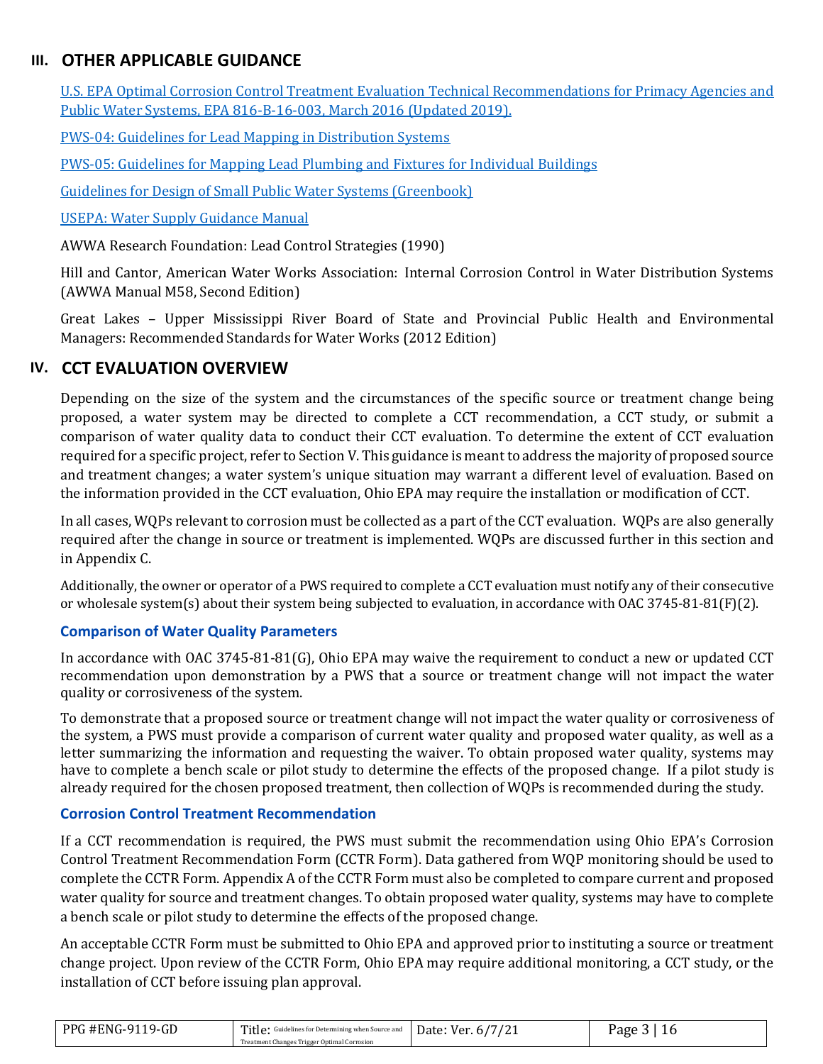## III. OTHER APPLICABLE GUIDANCE

U.S. EPA Optimal Corrosion Control Treatment Evaluation Technical Recommendations for Primacy Agencies and Public Water Systems, EPA 816-B-16-003, March 2016 (Updated 2019).

PWS-04: Guidelines for Lead Mapping in Distribution Systems

PWS-05: Guidelines for Mapping Lead Plumbing and Fixtures for Individual Buildings

Guidelines for Design of Small Public Water Systems (Greenbook)

USEPA: Water Supply Guidance Manual

AWWA Research Foundation: Lead Control Strategies (1990)

Hill and Cantor, American Water Works Association: Internal Corrosion Control in Water Distribution Systems (AWWA Manual M58, Second Edition)

Great Lakes – Upper Mississippi River Board of State and Provincial Public Health and Environmental Managers: Recommended Standards for Water Works (2012 Edition)

## IV. CCT EVALUATION OVERVIEW

Depending on the size of the system and the circumstances of the specific source or treatment change being proposed, a water system may be directed to complete a CCT recommendation, a CCT study, or submit a comparison of water quality data to conduct their CCT evaluation. To determine the extent of CCT evaluation required for a specific project, refer to Section V. This guidance is meant to address the majority of proposed source and treatment changes; a water system's unique situation may warrant a different level of evaluation. Based on the information provided in the CCT evaluation, Ohio EPA may require the installation or modification of CCT.

In all cases, WQPs relevant to corrosion must be collected as a part of the CCT evaluation. WQPs are also generally required after the change in source or treatment is implemented. WQPs are discussed further in this section and in Appendix C.

Additionally, the owner or operator of a PWS required to complete a CCT evaluation must notify any of their consecutive or wholesale system(s) about their system being subjected to evaluation, in accordance with OAC 3745-81-81(F)(2).

### Comparison of Water Quality Parameters

In accordance with OAC 3745-81-81(G), Ohio EPA may waive the requirement to conduct a new or updated CCT recommendation upon demonstration by a PWS that a source or treatment change will not impact the water quality or corrosiveness of the system.

To demonstrate that a proposed source or treatment change will not impact the water quality or corrosiveness of the system, a PWS must provide a comparison of current water quality and proposed water quality, as well as a letter summarizing the information and requesting the waiver. To obtain proposed water quality, systems may have to complete a bench scale or pilot study to determine the effects of the proposed change. If a pilot study is already required for the chosen proposed treatment, then collection of WQPs is recommended during the study.

### Corrosion Control Treatment Recommendation

If a CCT recommendation is required, the PWS must submit the recommendation using Ohio EPA's Corrosion Control Treatment Recommendation Form (CCTR Form). Data gathered from WQP monitoring should be used to complete the CCTR Form. Appendix A of the CCTR Form must also be completed to compare current and proposed water quality for source and treatment changes. To obtain proposed water quality, systems may have to complete a bench scale or pilot study to determine the effects of the proposed change.

An acceptable CCTR Form must be submitted to Ohio EPA and approved prior to instituting a source or treatment change project. Upon review of the CCTR Form, Ohio EPA may require additional monitoring, a CCT study, or the installation of CCT before issuing plan approval.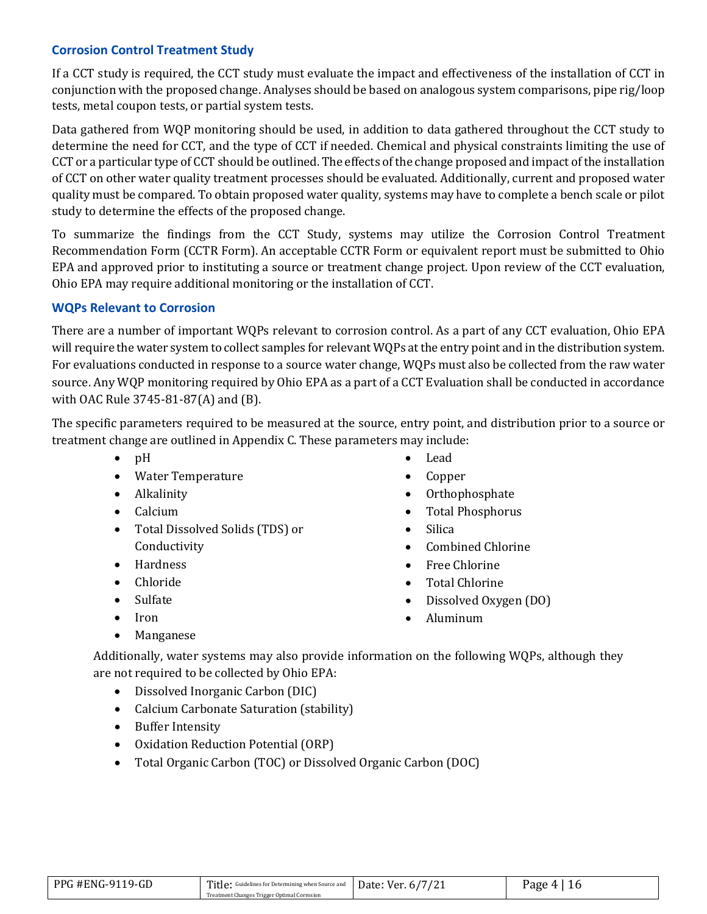### Corrosion Control Treatment Study

If a CCT study is required, the CCT study must evaluate the impact and effectiveness of the installation of CCT in conjunction with the proposed change. Analyses should be based on analogous system comparisons, pipe rig/loop tests, metal coupon tests, or partial system tests.

Data gathered from WQP monitoring should be used, in addition to data gathered throughout the CCT study to determine the need for CCT, and the type of CCT if needed. Chemical and physical constraints limiting the use of CCT or a particular type of CCT should be outlined. The effects of the change proposed and impact of the installation of CCT on other water quality treatment processes should be evaluated. Additionally, current and proposed water quality must be compared. To obtain proposed water quality, systems may have to complete a bench scale or pilot study to determine the effects of the proposed change.

To summarize the findings from the CCT Study, systems may utilize the Corrosion Control Treatment Recommendation Form (CCTR Form). An acceptable CCTR Form or equivalent report must be submitted to Ohio EPA and approved prior to instituting a source or treatment change project. Upon review of the CCT evaluation, Ohio EPA may require additional monitoring or the installation of CCT.

### WQPs Relevant to Corrosion

There are a number of important WQPs relevant to corrosion control. As a part of any CCT evaluation, Ohio EPA will require the water system to collect samples for relevant WQPs at the entry point and in the distribution system. For evaluations conducted in response to a source water change, WQPs must also be collected from the raw water source. Any WQP monitoring required by Ohio EPA as a part of a CCT Evaluation shall be conducted in accordance with OAC Rule 3745-81-87(A) and (B).

The specific parameters required to be measured at the source, entry point, and distribution prior to a source or treatment change are outlined in Appendix C. These parameters may include:

- pH
- Water Temperature
- Alkalinity
- Calcium
- Total Dissolved Solids (TDS) or Conductivity
- Hardness
- Chloride
- Sulfate
- Iron
- Manganese
- Lead
- Copper
- Orthophosphate
- Total Phosphorus
- Silica
- Combined Chlorine
- Free Chlorine
- Total Chlorine
- Dissolved Oxygen (DO)
- Aluminum

Additionally, water systems may also provide information on the following WQPs, although they are not required to be collected by Ohio EPA:

- Dissolved Inorganic Carbon (DIC)
- Calcium Carbonate Saturation (stability)
- Buffer Intensity
- Oxidation Reduction Potential (ORP)
- Total Organic Carbon (TOC) or Dissolved Organic Carbon (DOC)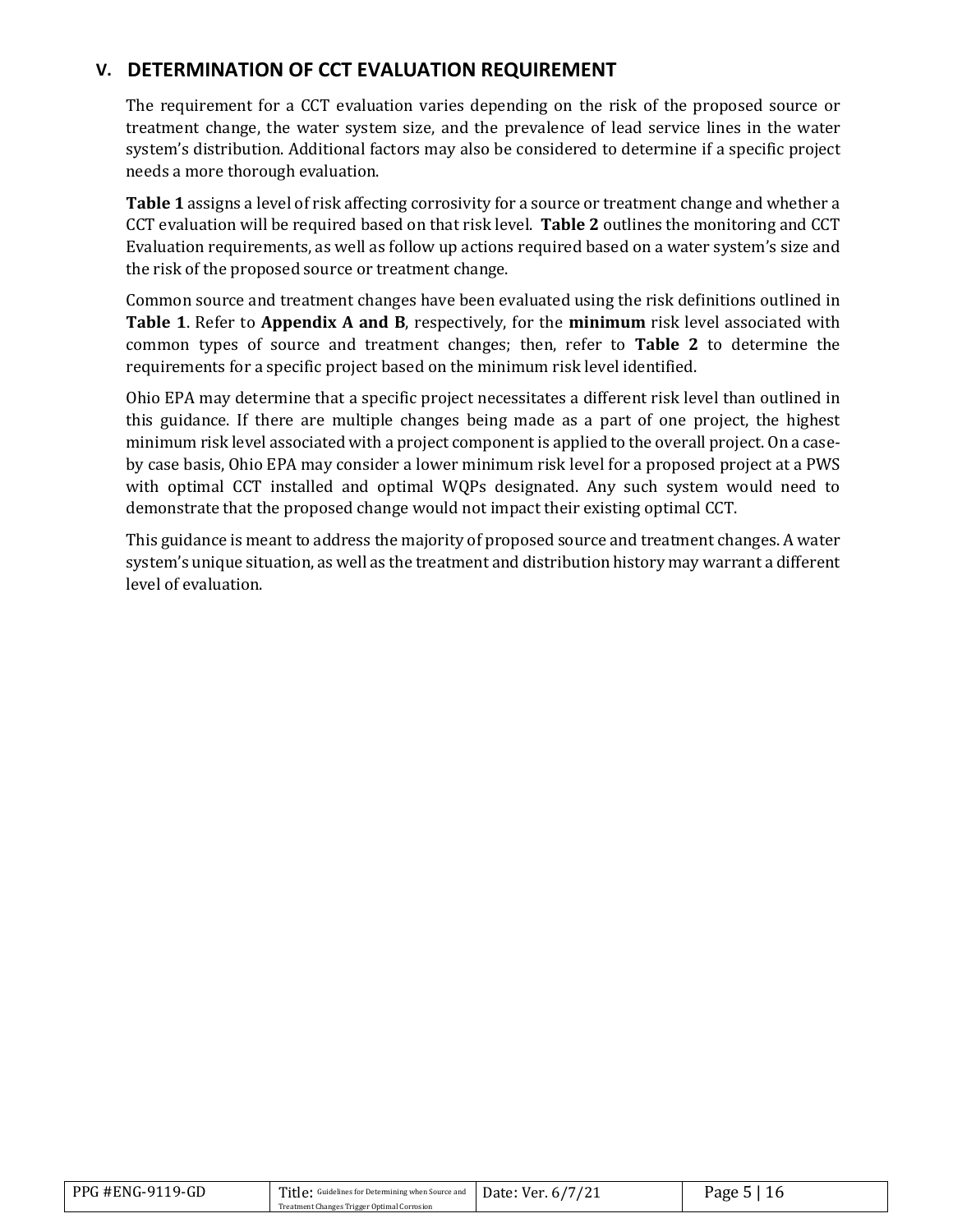## V. DETERMINATION OF CCT EVALUATION REQUIREMENT

The requirement for a CCT evaluation varies depending on the risk of the proposed source or treatment change, the water system size, and the prevalence of lead service lines in the water system's distribution. Additional factors may also be considered to determine if a specific project needs a more thorough evaluation.

**Table 1** assigns a level of risk affecting corrosivity for a source or treatment change and whether a CCT evaluation will be required based on that risk level. **Table 2** outlines the monitoring and CCT Evaluation requirements, as well as follow up actions required based on a water system's size and the risk of the proposed source or treatment change.

Common source and treatment changes have been evaluated using the risk definitions outlined in **Table 1**. Refer to **Appendix A and B**, respectively, for the **minimum** risk level associated with common types of source and treatment changes; then, refer to **Table 2** to determine the requirements for a specific project based on the minimum risk level identified.

Ohio EPA may determine that a specific project necessitates a different risk level than outlined in this guidance. If there are multiple changes being made as a part of one project, the highest minimum risk level associated with a project component is applied to the overall project. On a case-by case basis, Ohio EPA may consider a lower minimum risk level for a proposed project at a PWS with optimal CCT installed and optimal WQPs designated. Any such system would need to demonstrate that the proposed change would not impact their existing optimal CCT.

This guidance is meant to address the majority of proposed source and treatment changes. A water system's unique situation, as well as the treatment and distribution history may warrant a different level of evaluation.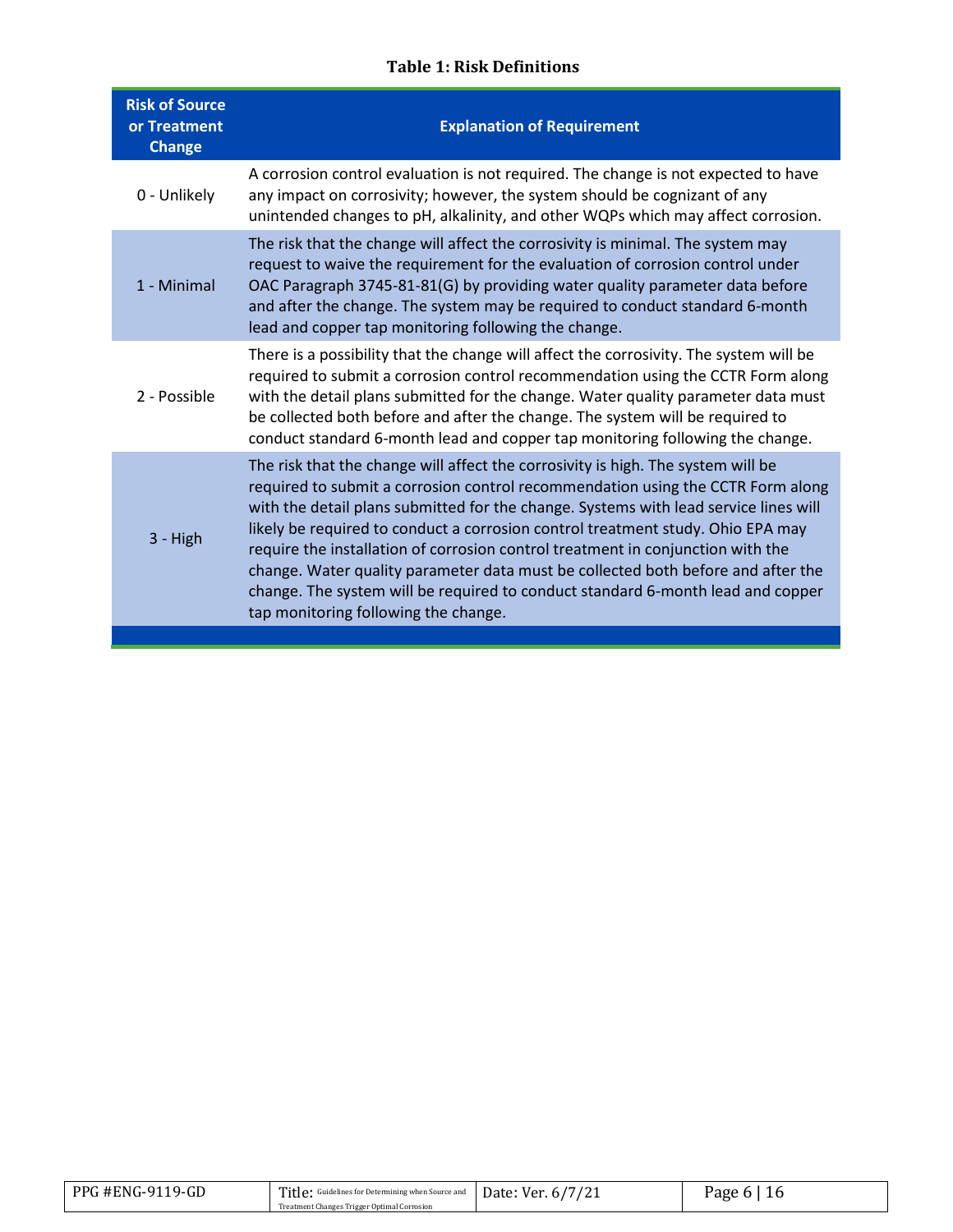**Table 1: Risk Definitions**

| Risk of Source or Treatment Change | Explanation of Requirement |
| --- | --- |
| 0 - Unlikely | A corrosion control evaluation is not required. The change is not expected to have any impact on corrosivity; however, the system should be cognizant of any unintended changes to pH, alkalinity, and other WQPs which may affect corrosion. |
| 1 - Minimal | The risk that the change will affect the corrosivity is minimal. The system may request to waive the requirement for the evaluation of corrosion control under OAC Paragraph 3745-81-81(G) by providing water quality parameter data before and after the change. The system may be required to conduct standard 6-month lead and copper tap monitoring following the change. |
| 2 - Possible | There is a possibility that the change will affect the corrosivity. The system will be required to submit a corrosion control recommendation using the CCTR Form along with the detail plans submitted for the change. Water quality parameter data must be collected both before and after the change. The system will be required to conduct standard 6-month lead and copper tap monitoring following the change. |
| 3 - High | The risk that the change will affect the corrosivity is high. The system will be required to submit a corrosion control recommendation using the CCTR Form along with the detail plans submitted for the change. Systems with lead service lines will likely be required to conduct a corrosion control treatment study. Ohio EPA may require the installation of corrosion control treatment in conjunction with the change. Water quality parameter data must be collected both before and after the change. The system will be required to conduct standard 6-month lead and copper tap monitoring following the change. |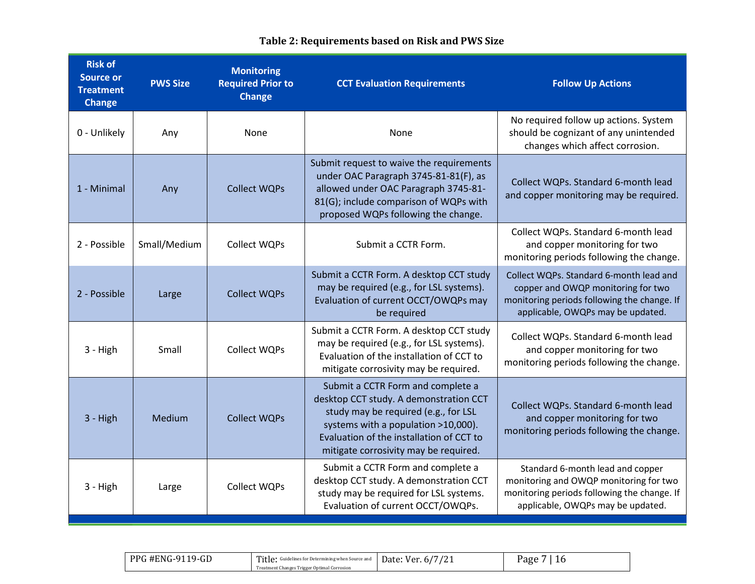**Table 2: Requirements based on Risk and PWS Size**

| Risk of Source or Treatment Change | PWS Size | Monitoring Required Prior to Change | CCT Evaluation Requirements | Follow Up Actions |
|---|---|---|---|---|
| 0 - Unlikely | Any | None | None | No required follow up actions. System should be cognizant of any unintended changes which affect corrosion. |
| 1 - Minimal | Any | Collect WQPs | Submit request to waive the requirements under OAC Paragraph 3745-81-81(F), as allowed under OAC Paragraph 3745-81-81(G); include comparison of WQPs with proposed WQPs following the change. | Collect WQPs. Standard 6-month lead and copper monitoring may be required. |
| 2 - Possible | Small/Medium | Collect WQPs | Submit a CCTR Form. | Collect WQPs. Standard 6-month lead and copper monitoring for two monitoring periods following the change. |
| 2 - Possible | Large | Collect WQPs | Submit a CCTR Form. A desktop CCT study may be required (e.g., for LSL systems). Evaluation of current OCCT/OWQPs may be required | Collect WQPs. Standard 6-month lead and copper and OWQP monitoring for two monitoring periods following the change. If applicable, OWQPs may be updated. |
| 3 - High | Small | Collect WQPs | Submit a CCTR Form. A desktop CCT study may be required (e.g., for LSL systems). Evaluation of the installation of CCT to mitigate corrosivity may be required. | Collect WQPs. Standard 6-month lead and copper monitoring for two monitoring periods following the change. |
| 3 - High | Medium | Collect WQPs | Submit a CCTR Form and complete a desktop CCT study. A demonstration CCT study may be required (e.g., for LSL systems with a population >10,000). Evaluation of the installation of CCT to mitigate corrosivity may be required. | Collect WQPs. Standard 6-month lead and copper monitoring for two monitoring periods following the change. |
| 3 - High | Large | Collect WQPs | Submit a CCTR Form and complete a desktop CCT study. A demonstration CCT study may be required for LSL systems. Evaluation of current OCCT/OWQPs. | Standard 6-month lead and copper monitoring and OWQP monitoring for two monitoring periods following the change. If applicable, OWQPs may be updated. |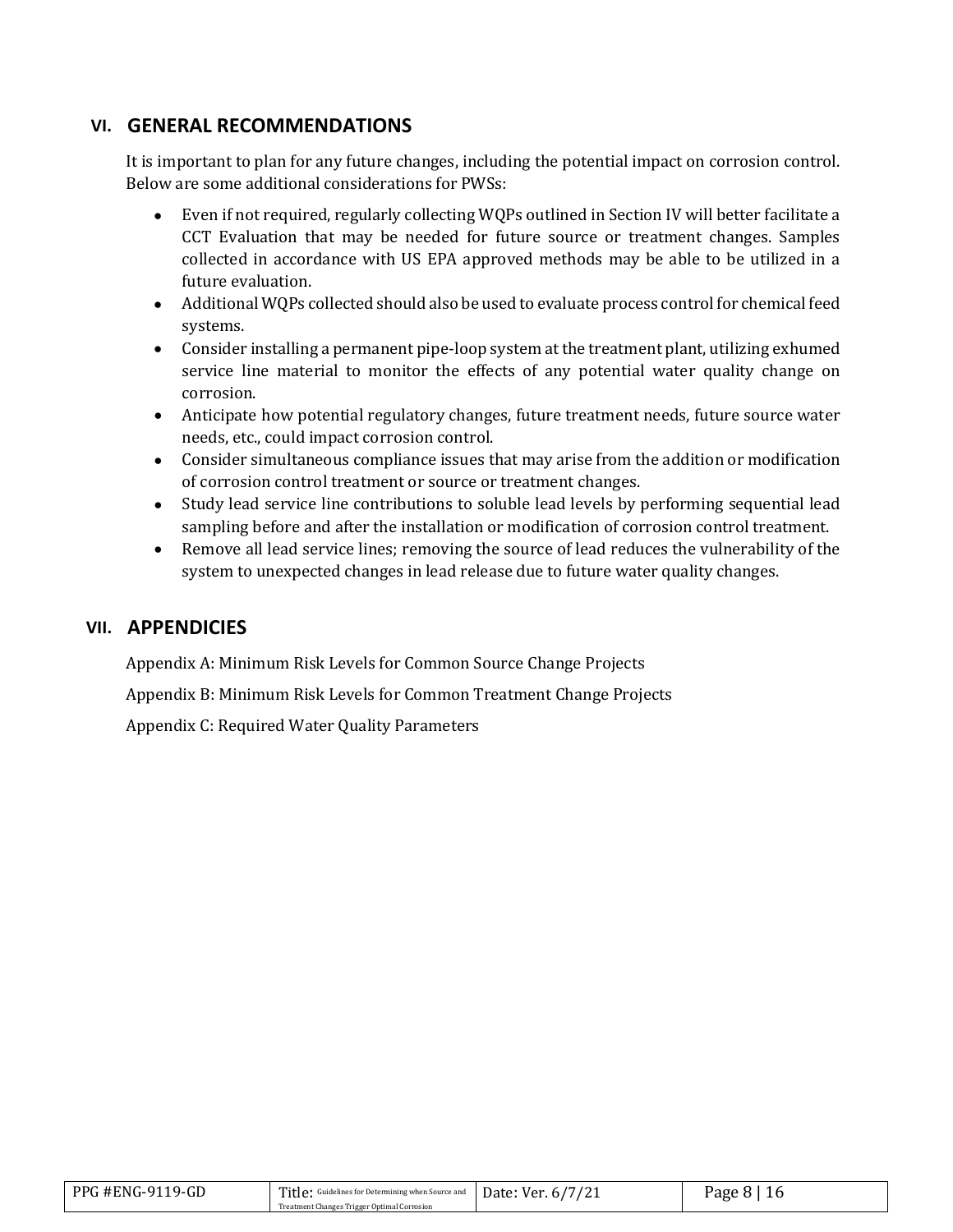## VI. GENERAL RECOMMENDATIONS

It is important to plan for any future changes, including the potential impact on corrosion control. Below are some additional considerations for PWSs:

- Even if not required, regularly collecting WQPs outlined in Section IV will better facilitate a CCT Evaluation that may be needed for future source or treatment changes. Samples collected in accordance with US EPA approved methods may be able to be utilized in a future evaluation.
- Additional WQPs collected should also be used to evaluate process control for chemical feed systems.
- Consider installing a permanent pipe-loop system at the treatment plant, utilizing exhumed service line material to monitor the effects of any potential water quality change on corrosion.
- Anticipate how potential regulatory changes, future treatment needs, future source water needs, etc., could impact corrosion control.
- Consider simultaneous compliance issues that may arise from the addition or modification of corrosion control treatment or source or treatment changes.
- Study lead service line contributions to soluble lead levels by performing sequential lead sampling before and after the installation or modification of corrosion control treatment.
- Remove all lead service lines; removing the source of lead reduces the vulnerability of the system to unexpected changes in lead release due to future water quality changes.

## VII. APPENDICIES

Appendix A: Minimum Risk Levels for Common Source Change Projects

Appendix B: Minimum Risk Levels for Common Treatment Change Projects

Appendix C: Required Water Quality Parameters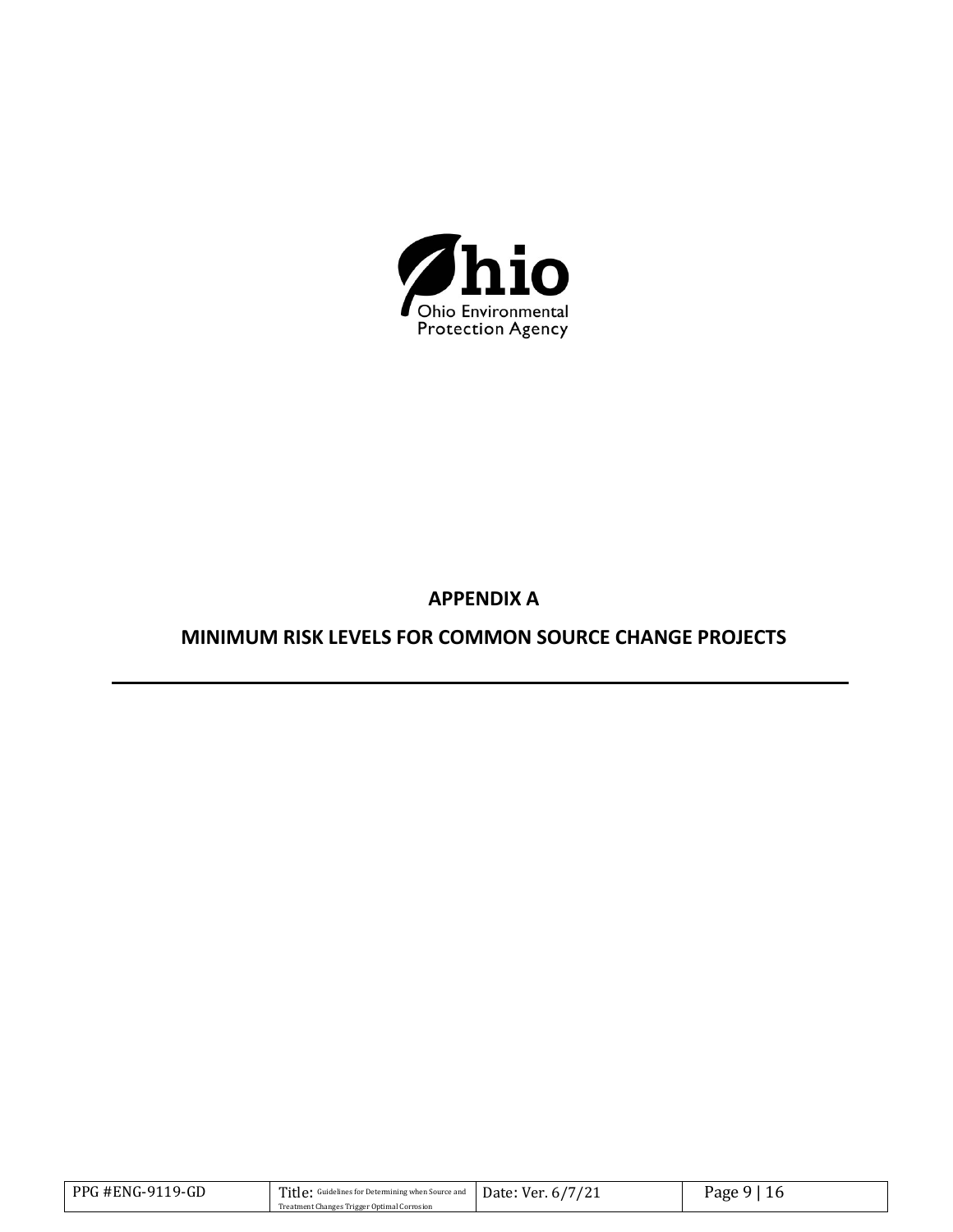# APPENDIX A

## MINIMUM RISK LEVELS FOR COMMON SOURCE CHANGE PROJECTS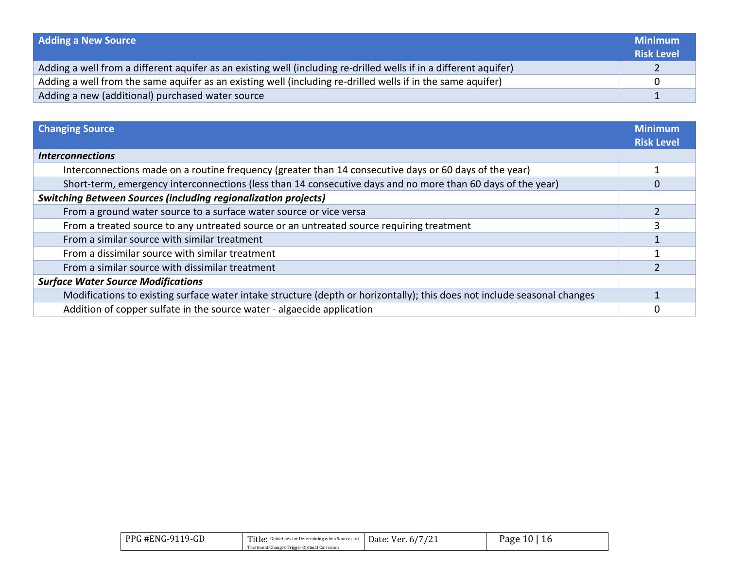| Adding a New Source | Minimum Risk Level |
|---|---|
| Adding a well from a different aquifer as an existing well (including re-drilled wells if in a different aquifer) | 2 |
| Adding a well from the same aquifer as an existing well (including re-drilled wells if in the same aquifer) | 0 |
| Adding a new (additional) purchased water source | 1 |

| Changing Source | Minimum Risk Level |
|---|---|
| ***Interconnections*** | |
| Interconnections made on a routine frequency (greater than 14 consecutive days or 60 days of the year) | 1 |
| Short-term, emergency interconnections (less than 14 consecutive days and no more than 60 days of the year) | 0 |
| ***Switching Between Sources (including regionalization projects)*** | |
| From a ground water source to a surface water source or vice versa | 2 |
| From a treated source to any untreated source or an untreated source requiring treatment | 3 |
| From a similar source with similar treatment | 1 |
| From a dissimilar source with similar treatment | 1 |
| From a similar source with dissimilar treatment | 2 |
| ***Surface Water Source Modifications*** | |
| Modifications to existing surface water intake structure (depth or horizontally); this does not include seasonal changes | 1 |
| Addition of copper sulfate in the source water - algaecide application | 0 |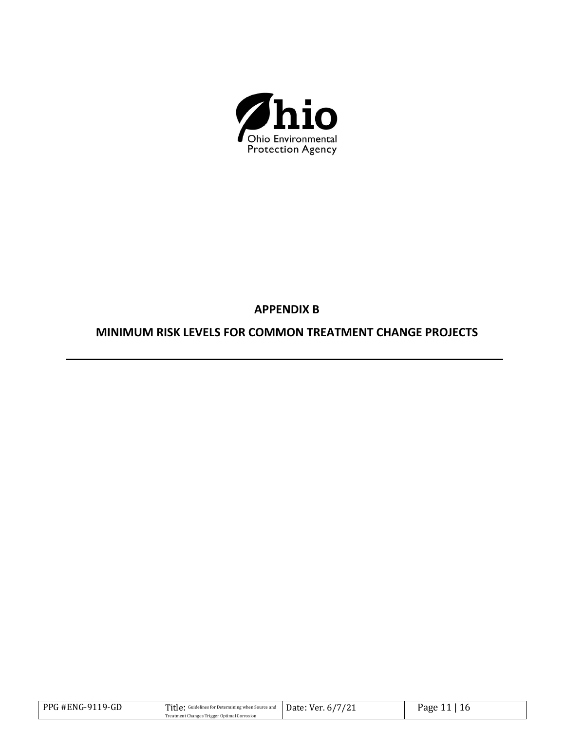## APPENDIX B

## MINIMUM RISK LEVELS FOR COMMON TREATMENT CHANGE PROJECTS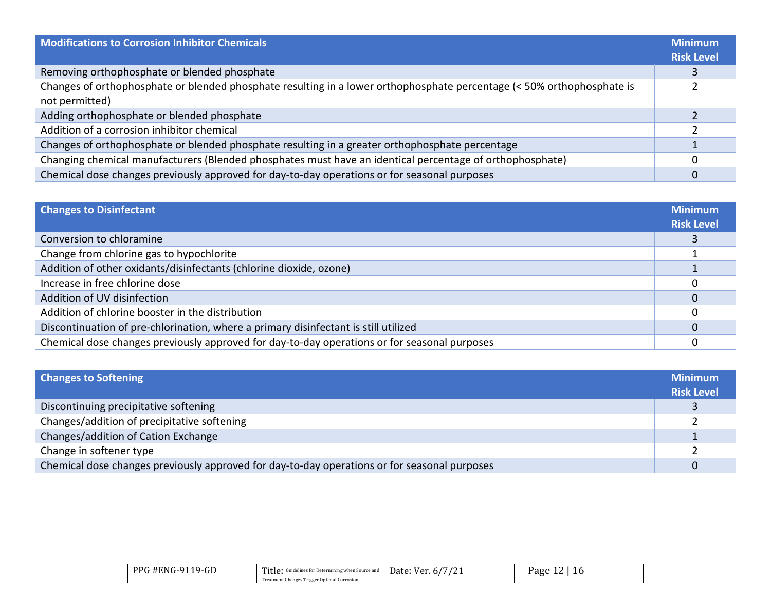| Modifications to Corrosion Inhibitor Chemicals | Minimum Risk Level |
|---|---|
| Removing orthophosphate or blended phosphate | 3 |
| Changes of orthophosphate or blended phosphate resulting in a lower orthophosphate percentage (< 50% orthophosphate is not permitted) | 2 |
| Adding orthophosphate or blended phosphate | 2 |
| Addition of a corrosion inhibitor chemical | 2 |
| Changes of orthophosphate or blended phosphate resulting in a greater orthophosphate percentage | 1 |
| Changing chemical manufacturers (Blended phosphates must have an identical percentage of orthophosphate) | 0 |
| Chemical dose changes previously approved for day-to-day operations or for seasonal purposes | 0 |

| Changes to Disinfectant | Minimum Risk Level |
|---|---|
| Conversion to chloramine | 3 |
| Change from chlorine gas to hypochlorite | 1 |
| Addition of other oxidants/disinfectants (chlorine dioxide, ozone) | 1 |
| Increase in free chlorine dose | 0 |
| Addition of UV disinfection | 0 |
| Addition of chlorine booster in the distribution | 0 |
| Discontinuation of pre-chlorination, where a primary disinfectant is still utilized | 0 |
| Chemical dose changes previously approved for day-to-day operations or for seasonal purposes | 0 |

| Changes to Softening | Minimum Risk Level |
|---|---|
| Discontinuing precipitative softening | 3 |
| Changes/addition of precipitative softening | 2 |
| Changes/addition of Cation Exchange | 1 |
| Change in softener type | 2 |
| Chemical dose changes previously approved for day-to-day operations or for seasonal purposes | 0 |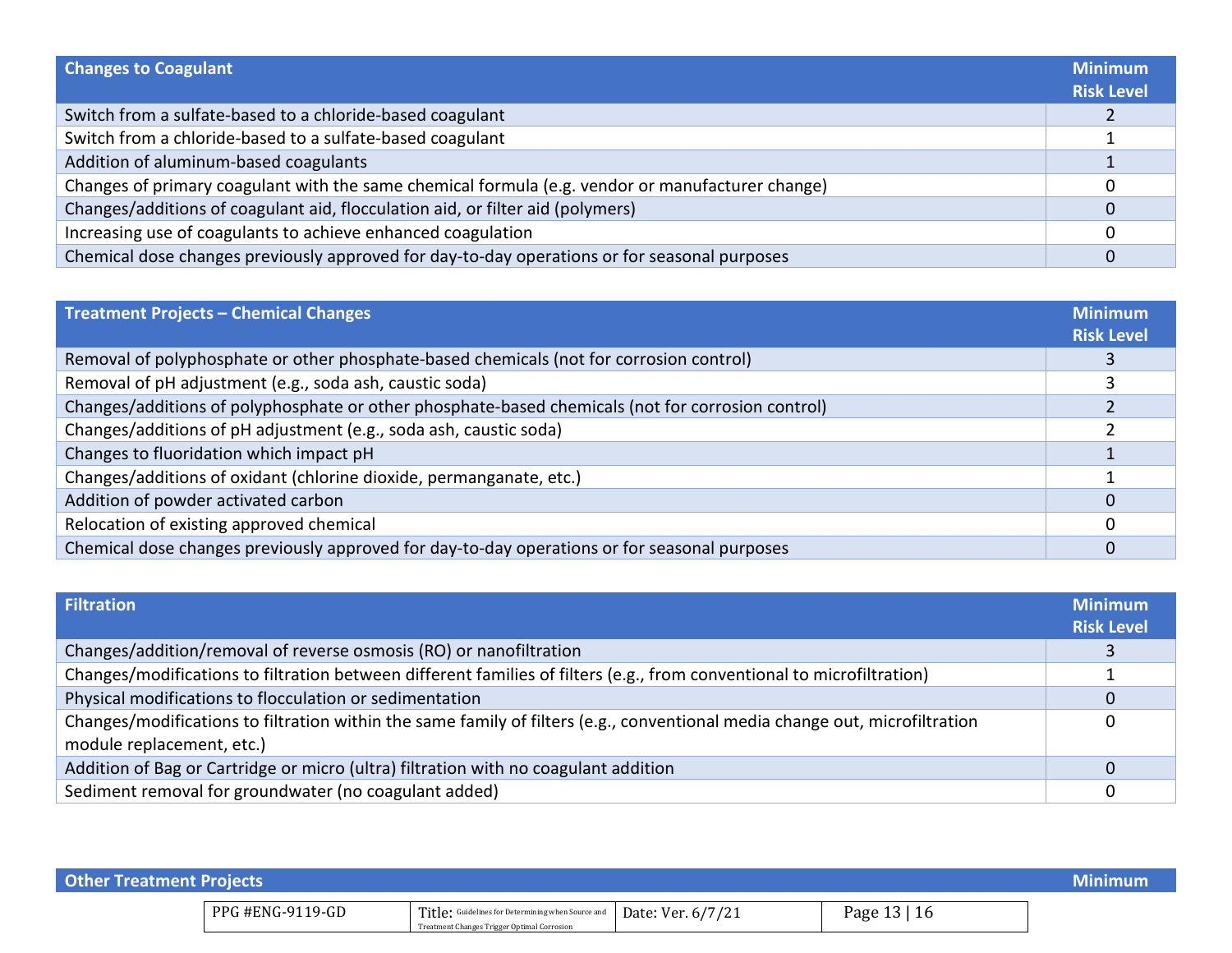| Changes to Coagulant | Minimum Risk Level |
|---|---|
| Switch from a sulfate-based to a chloride-based coagulant | 2 |
| Switch from a chloride-based to a sulfate-based coagulant | 1 |
| Addition of aluminum-based coagulants | 1 |
| Changes of primary coagulant with the same chemical formula (e.g. vendor or manufacturer change) | 0 |
| Changes/additions of coagulant aid, flocculation aid, or filter aid (polymers) | 0 |
| Increasing use of coagulants to achieve enhanced coagulation | 0 |
| Chemical dose changes previously approved for day-to-day operations or for seasonal purposes | 0 |

| Treatment Projects – Chemical Changes | Minimum Risk Level |
|---|---|
| Removal of polyphosphate or other phosphate-based chemicals (not for corrosion control) | 3 |
| Removal of pH adjustment (e.g., soda ash, caustic soda) | 3 |
| Changes/additions of polyphosphate or other phosphate-based chemicals (not for corrosion control) | 2 |
| Changes/additions of pH adjustment (e.g., soda ash, caustic soda) | 2 |
| Changes to fluoridation which impact pH | 1 |
| Changes/additions of oxidant (chlorine dioxide, permanganate, etc.) | 1 |
| Addition of powder activated carbon | 0 |
| Relocation of existing approved chemical | 0 |
| Chemical dose changes previously approved for day-to-day operations or for seasonal purposes | 0 |

| Filtration | Minimum Risk Level |
|---|---|
| Changes/addition/removal of reverse osmosis (RO) or nanofiltration | 3 |
| Changes/modifications to filtration between different families of filters (e.g., from conventional to microfiltration) | 1 |
| Physical modifications to flocculation or sedimentation | 0 |
| Changes/modifications to filtration within the same family of filters (e.g., conventional media change out, microfiltration module replacement, etc.) | 0 |
| Addition of Bag or Cartridge or micro (ultra) filtration with no coagulant addition | 0 |
| Sediment removal for groundwater (no coagulant added) | 0 |

| Other Treatment Projects | Minimum |
|---|---|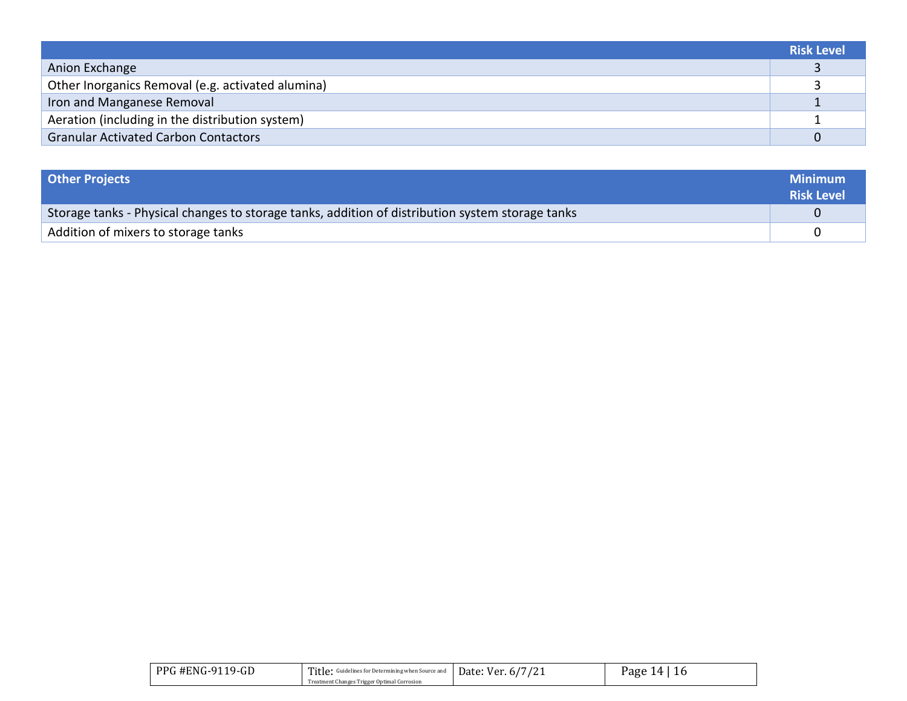| | Risk Level |
|---|---|
| Anion Exchange | 3 |
| Other Inorganics Removal (e.g. activated alumina) | 3 |
| Iron and Manganese Removal | 1 |
| Aeration (including in the distribution system) | 1 |
| Granular Activated Carbon Contactors | 0 |

| Other Projects | Minimum Risk Level |
|---|---|
| Storage tanks - Physical changes to storage tanks, addition of distribution system storage tanks | 0 |
| Addition of mixers to storage tanks | 0 |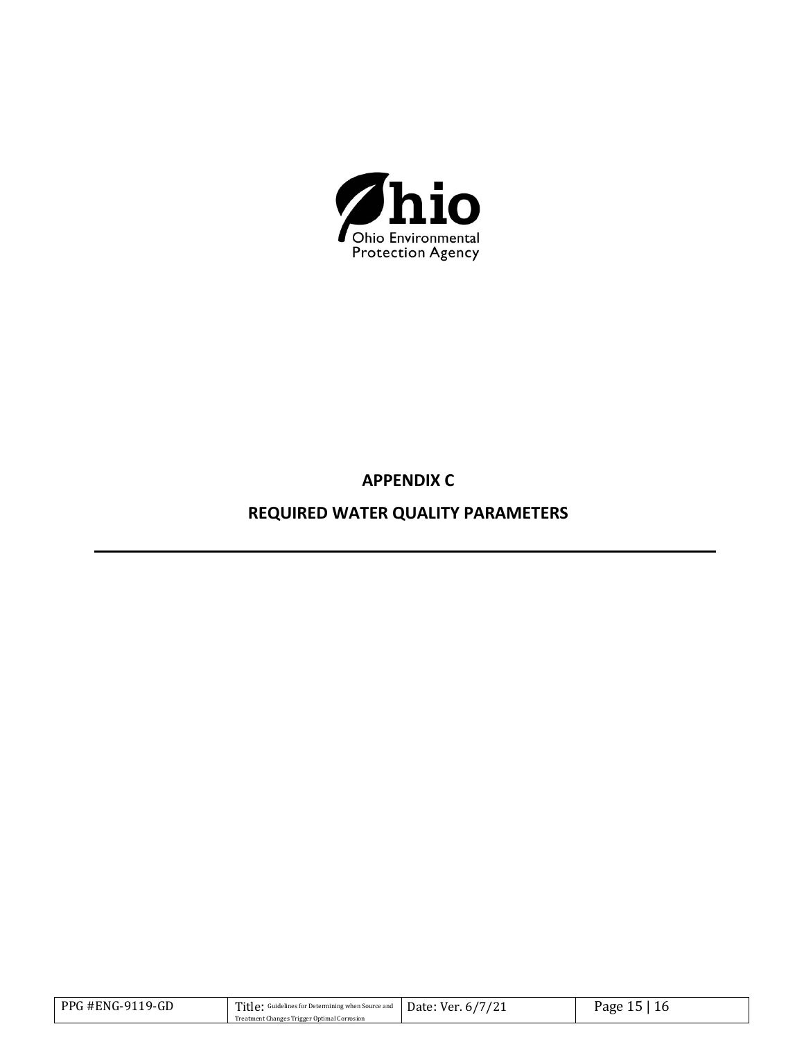Ohio Environmental Protection Agency

**APPENDIX C**

**REQUIRED WATER QUALITY PARAMETERS**

---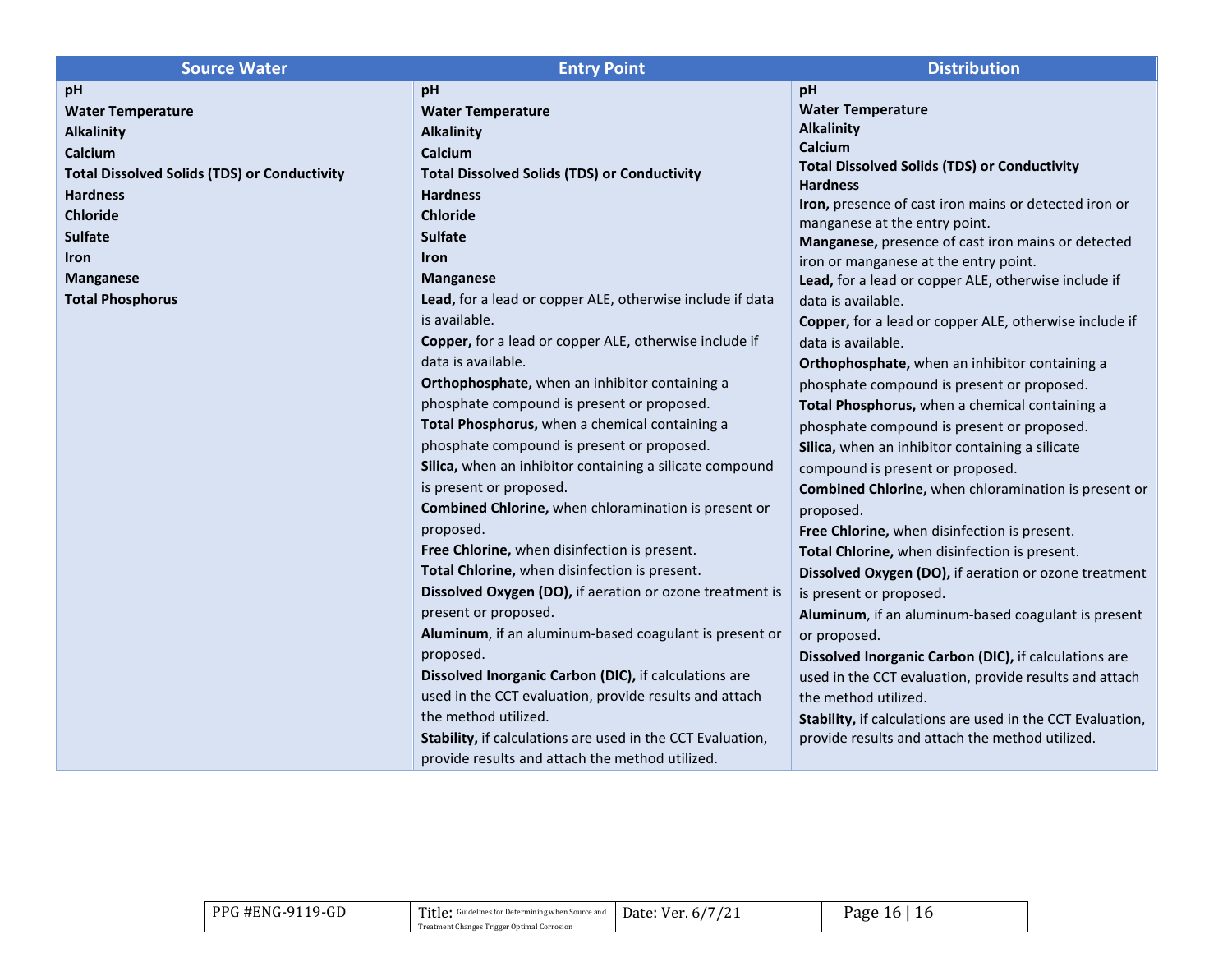| Source Water | Entry Point | Distribution |
|---|---|---|
| **pH**<br>**Water Temperature**<br>**Alkalinity**<br>**Calcium**<br>**Total Dissolved Solids (TDS) or Conductivity**<br>**Hardness**<br>**Chloride**<br>**Sulfate**<br>**Iron**<br>**Manganese**<br>**Total Phosphorus** | **pH**<br>**Water Temperature**<br>**Alkalinity**<br>**Calcium**<br>**Total Dissolved Solids (TDS) or Conductivity**<br>**Hardness**<br>**Chloride**<br>**Sulfate**<br>**Iron**<br>**Manganese**<br>**Lead,** for a lead or copper ALE, otherwise include if data is available.<br>**Copper,** for a lead or copper ALE, otherwise include if data is available.<br>**Orthophosphate,** when an inhibitor containing a phosphate compound is present or proposed.<br>**Total Phosphorus,** when a chemical containing a phosphate compound is present or proposed.<br>**Silica,** when an inhibitor containing a silicate compound is present or proposed.<br>**Combined Chlorine,** when chloramination is present or proposed.<br>**Free Chlorine,** when disinfection is present.<br>**Total Chlorine,** when disinfection is present.<br>**Dissolved Oxygen (DO),** if aeration or ozone treatment is present or proposed.<br>**Aluminum**, if an aluminum-based coagulant is present or proposed.<br>**Dissolved Inorganic Carbon (DIC),** if calculations are used in the CCT evaluation, provide results and attach the method utilized.<br>**Stability,** if calculations are used in the CCT Evaluation, provide results and attach the method utilized. | **pH**<br>**Water Temperature**<br>**Alkalinity**<br>**Calcium**<br>**Total Dissolved Solids (TDS) or Conductivity**<br>**Hardness**<br>**Iron,** presence of cast iron mains or detected iron or manganese at the entry point.<br>**Manganese,** presence of cast iron mains or detected iron or manganese at the entry point.<br>**Lead,** for a lead or copper ALE, otherwise include if data is available.<br>**Copper,** for a lead or copper ALE, otherwise include if data is available.<br>**Orthophosphate,** when an inhibitor containing a phosphate compound is present or proposed.<br>**Total Phosphorus,** when a chemical containing a phosphate compound is present or proposed.<br>**Silica,** when an inhibitor containing a silicate compound is present or proposed.<br>**Combined Chlorine,** when chloramination is present or proposed.<br>**Free Chlorine,** when disinfection is present.<br>**Total Chlorine,** when disinfection is present.<br>**Dissolved Oxygen (DO),** if aeration or ozone treatment is present or proposed.<br>**Aluminum**, if an aluminum-based coagulant is present or proposed.<br>**Dissolved Inorganic Carbon (DIC),** if calculations are used in the CCT evaluation, provide results and attach the method utilized.<br>**Stability,** if calculations are used in the CCT Evaluation, provide results and attach the method utilized. |